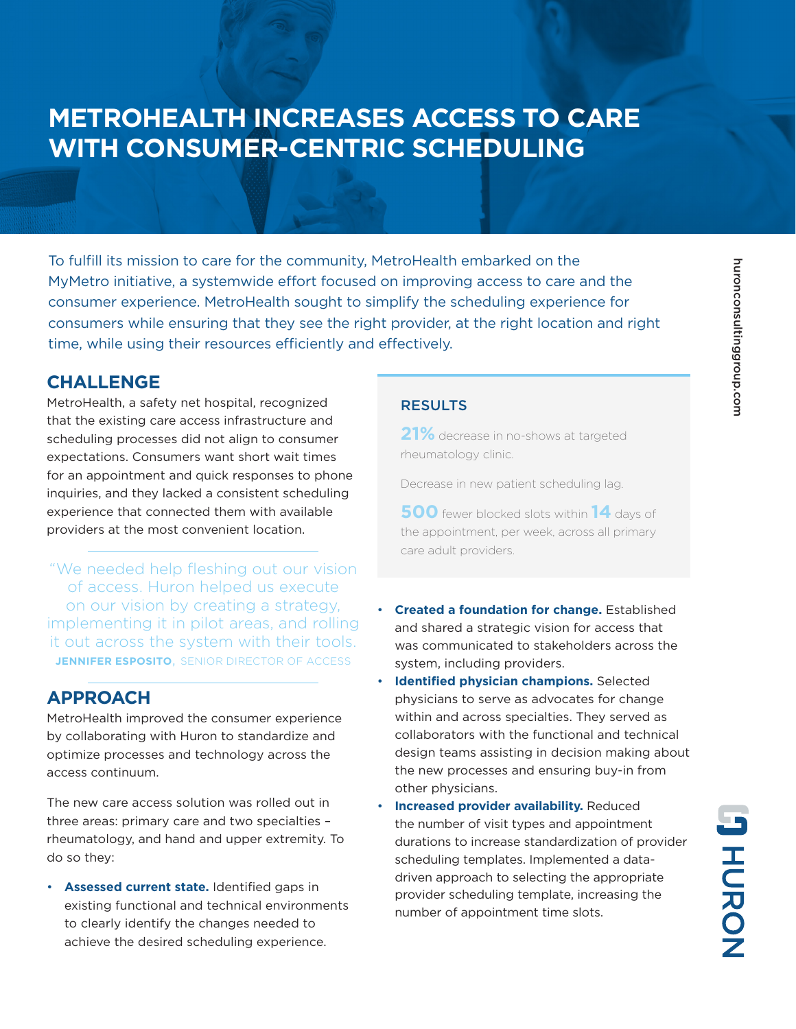# METROHEALTH INCREASES ACCESS TO CARE WITH CONSUMER-CENTRIC SCHEDULING

To fulfill its mission to care for the community, MetroHealth embarked on the MyMetro initiative, a systemwide effort focused on improving access to care and the consumer experience. MetroHealth sought to simplify the scheduling experience for consumers while ensuring that they see the right provider, at the right location and right time, while using their resources efficiently and effectively.

## CHALLENGE

MetroHealth, a safety net hospital, recognized that the existing care access infrastructure and scheduling processes did not align to consumer expectations. Consumers want short wait times for an appointment and quick responses to phone inquiries, and they lacked a consistent scheduling experience that connected them with available providers at the most convenient location.

> "We needed help fleshing out our vision of access. Huron helped us execute on our vision by creating a strategy, implementing it in pilot areas, and rolling it out across the system with their tools.
>
> **JENNIFER ESPOSITO**, SENIOR DIRECTOR OF ACCESS

## APPROACH

MetroHealth improved the consumer experience by collaborating with Huron to standardize and optimize processes and technology across the access continuum.

The new care access solution was rolled out in three areas: primary care and two specialties – rheumatology, and hand and upper extremity. To do so they:

- **Assessed current state.** Identified gaps in existing functional and technical environments to clearly identify the changes needed to achieve the desired scheduling experience.
- **Created a foundation for change.** Established and shared a strategic vision for access that was communicated to stakeholders across the system, including providers.
- **Identified physician champions.** Selected physicians to serve as advocates for change within and across specialties. They served as collaborators with the functional and technical design teams assisting in decision making about the new processes and ensuring buy-in from other physicians.
- **Increased provider availability.** Reduced the number of visit types and appointment durations to increase standardization of provider scheduling templates. Implemented a data-driven approach to selecting the appropriate provider scheduling template, increasing the number of appointment time slots.

### RESULTS

**21%** decrease in no-shows at targeted rheumatology clinic.

Decrease in new patient scheduling lag.

**500** fewer blocked slots within **14** days of the appointment, per week, across all primary care adult providers.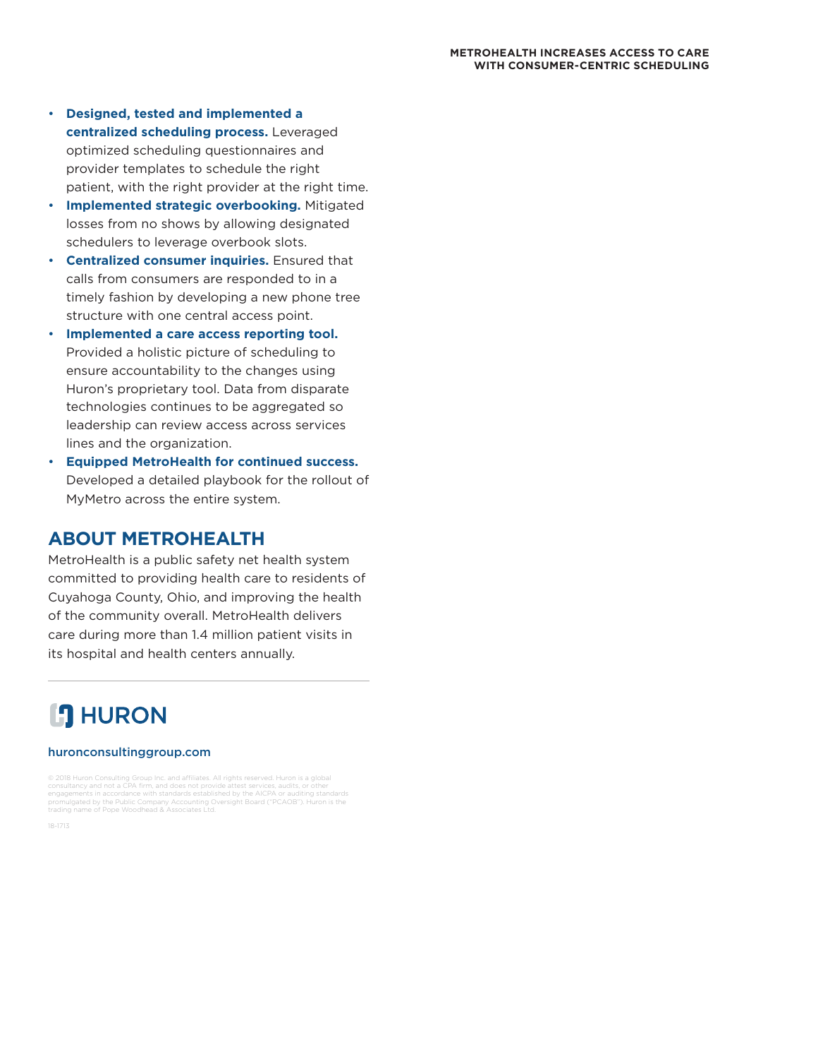- **Designed, tested and implemented a centralized scheduling process.** Leveraged optimized scheduling questionnaires and provider templates to schedule the right patient, with the right provider at the right time.
- **Implemented strategic overbooking.** Mitigated losses from no shows by allowing designated schedulers to leverage overbook slots.
- **Centralized consumer inquiries.** Ensured that calls from consumers are responded to in a timely fashion by developing a new phone tree structure with one central access point.
- **Implemented a care access reporting tool.** Provided a holistic picture of scheduling to ensure accountability to the changes using Huron's proprietary tool. Data from disparate technologies continues to be aggregated so leadership can review access across services lines and the organization.
- **Equipped MetroHealth for continued success.** Developed a detailed playbook for the rollout of MyMetro across the entire system.

## ABOUT METROHEALTH

MetroHealth is a public safety net health system committed to providing health care to residents of Cuyahoga County, Ohio, and improving the health of the community overall. MetroHealth delivers care during more than 1.4 million patient visits in its hospital and health centers annually.

HURON

huronconsultinggroup.com

© 2018 Huron Consulting Group Inc. and affiliates. All rights reserved. Huron is a global consultancy and not a CPA firm, and does not provide attest services, audits, or other engagements in accordance with standards established by the AICPA or auditing standards promulgated by the Public Company Accounting Oversight Board ("PCAOB"). Huron is the trading name of Pope Woodhead & Associates Ltd.

18-1713